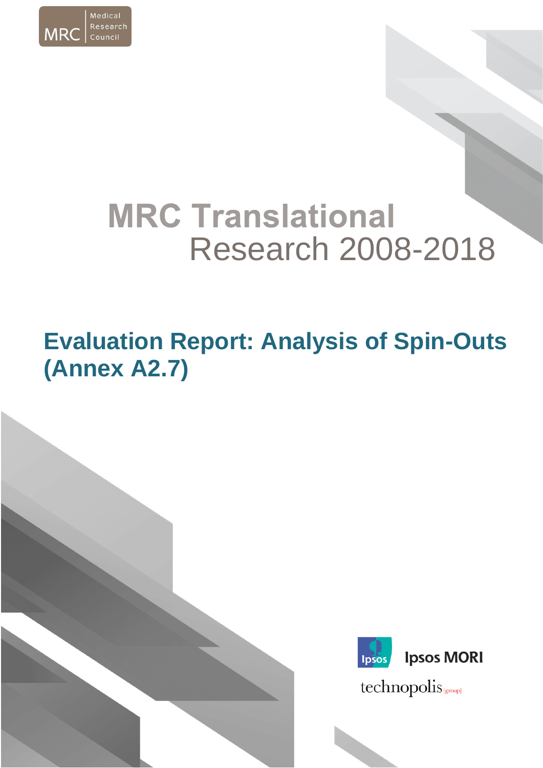Medical Research Council

# MRC Translational Research 2008-2018

## Evaluation Report: Analysis of Spin-Outs (Annex A2.7)

Ipsos MORI

technopolis |group|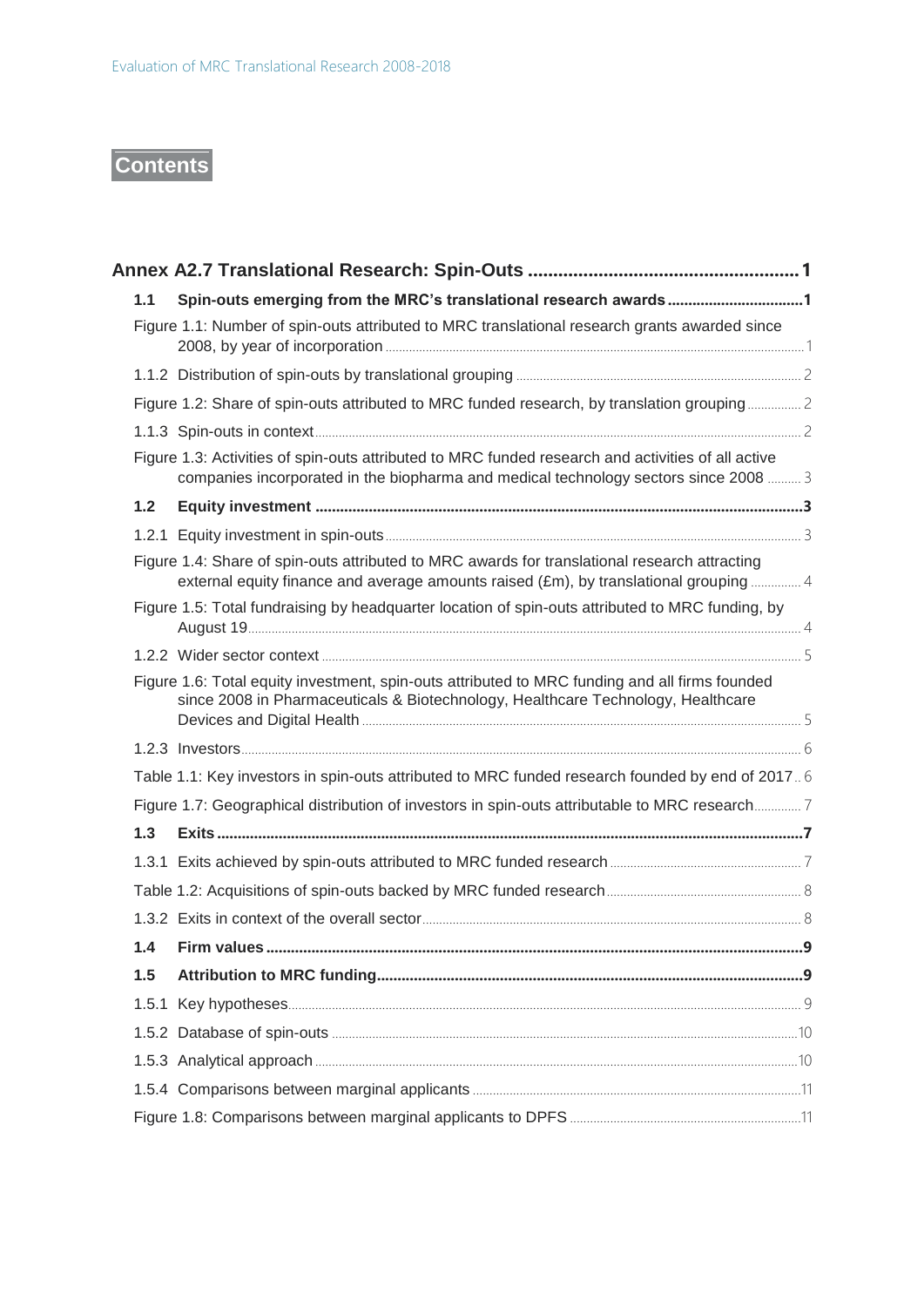# Contents

**Annex A2.7 Translational Research: Spin-Outs ........................................................ 1**

**1.1 Spin-outs emerging from the MRC's translational research awards ................................ 1**

Figure 1.1: Number of spin-outs attributed to MRC translational research grants awarded since 2008, by year of incorporation ........................................................................................................ 1

1.1.2 Distribution of spin-outs by translational grouping ........................................................... 2

Figure 1.2: Share of spin-outs attributed to MRC funded research, by translation grouping ................ 2

1.1.3 Spin-outs in context ........................................................................................................ 2

Figure 1.3: Activities of spin-outs attributed to MRC funded research and activities of all active companies incorporated in the biopharma and medical technology sectors since 2008 .......... 3

**1.2 Equity investment .......................................................................................................... 3**

1.2.1 Equity investment in spin-outs ......................................................................................... 3

Figure 1.4: Share of spin-outs attributed to MRC awards for translational research attracting external equity finance and average amounts raised (£m), by translational grouping .............. 4

Figure 1.5: Total fundraising by headquarter location of spin-outs attributed to MRC funding, by August 19 ..................................................................................................................................... 4

1.2.2 Wider sector context ........................................................................................................ 5

Figure 1.6: Total equity investment, spin-outs attributed to MRC funding and all firms founded since 2008 in Pharmaceuticals & Biotechnology, Healthcare Technology, Healthcare Devices and Digital Health ........................................................................................................... 5

1.2.3 Investors .......................................................................................................................... 6

Table 1.1: Key investors in spin-outs attributed to MRC funded research founded by end of 2017 .. 6

Figure 1.7: Geographical distribution of investors in spin-outs attributable to MRC research .......... 7

**1.3 Exits ................................................................................................................................ 7**

1.3.1 Exits achieved by spin-outs attributed to MRC funded research ........................................ 7

Table 1.2: Acquisitions of spin-outs backed by MRC funded research ........................................ 8

1.3.2 Exits in context of the overall sector ................................................................................. 8

**1.4 Firm values ...................................................................................................................... 9**

**1.5 Attribution to MRC funding ............................................................................................. 9**

1.5.1 Key hypotheses ................................................................................................................ 9

1.5.2 Database of spin-outs ...................................................................................................... 10

1.5.3 Analytical approach ......................................................................................................... 10

1.5.4 Comparisons between marginal applicants ....................................................................... 11

Figure 1.8: Comparisons between marginal applicants to DPFS ................................................ 11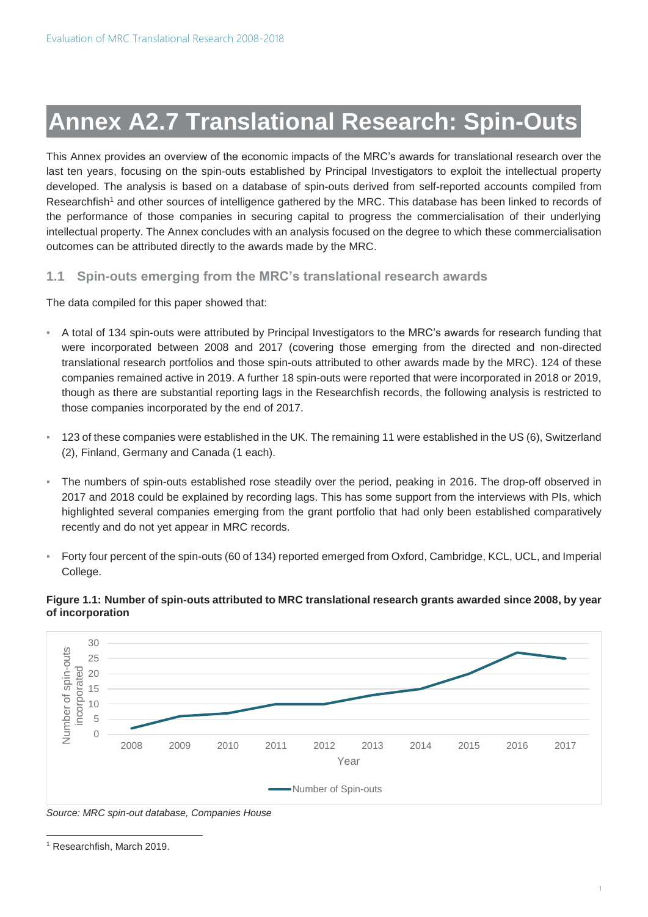# Annex A2.7 Translational Research: Spin-Outs

This Annex provides an overview of the economic impacts of the MRC's awards for translational research over the last ten years, focusing on the spin-outs established by Principal Investigators to exploit the intellectual property developed. The analysis is based on a database of spin-outs derived from self-reported accounts compiled from Researchfish[1] and other sources of intelligence gathered by the MRC. This database has been linked to records of the performance of those companies in securing capital to progress the commercialisation of their underlying intellectual property. The Annex concludes with an analysis focused on the degree to which these commercialisation outcomes can be attributed directly to the awards made by the MRC.

## 1.1 Spin-outs emerging from the MRC's translational research awards

The data compiled for this paper showed that:

- A total of 134 spin-outs were attributed by Principal Investigators to the MRC's awards for research funding that were incorporated between 2008 and 2017 (covering those emerging from the directed and non-directed translational research portfolios and those spin-outs attributed to other awards made by the MRC). 124 of these companies remained active in 2019. A further 18 spin-outs were reported that were incorporated in 2018 or 2019, though as there are substantial reporting lags in the Researchfish records, the following analysis is restricted to those companies incorporated by the end of 2017.
- 123 of these companies were established in the UK. The remaining 11 were established in the US (6), Switzerland (2), Finland, Germany and Canada (1 each).
- The numbers of spin-outs established rose steadily over the period, peaking in 2016. The drop-off observed in 2017 and 2018 could be explained by recording lags. This has some support from the interviews with PIs, which highlighted several companies emerging from the grant portfolio that had only been established comparatively recently and do not yet appear in MRC records.
- Forty four percent of the spin-outs (60 of 134) reported emerged from Oxford, Cambridge, KCL, UCL, and Imperial College.

**Figure 1.1: Number of spin-outs attributed to MRC translational research grants awarded since 2008, by year of incorporation**

*Source: MRC spin-out database, Companies House*

[1] Researchfish, March 2019.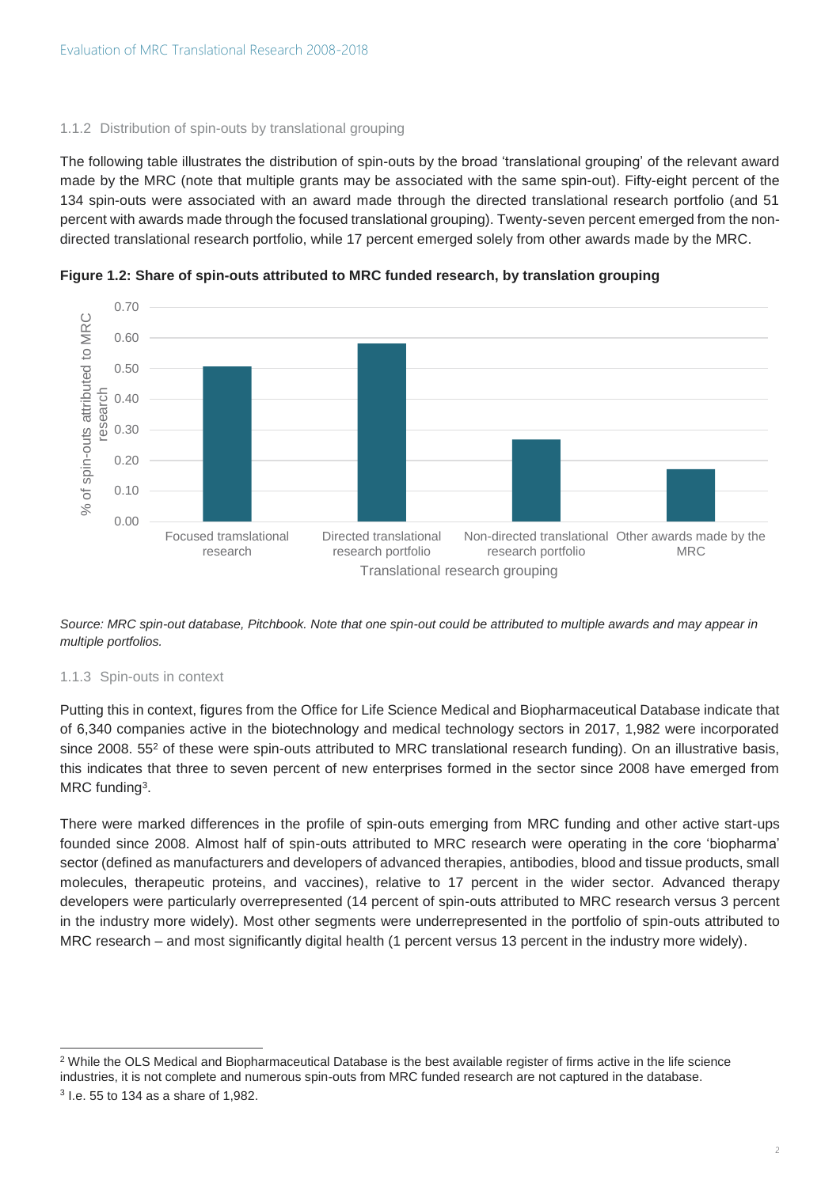### 1.1.2 Distribution of spin-outs by translational grouping

The following table illustrates the distribution of spin-outs by the broad 'translational grouping' of the relevant award made by the MRC (note that multiple grants may be associated with the same spin-out). Fifty-eight percent of the 134 spin-outs were associated with an award made through the directed translational research portfolio (and 51 percent with awards made through the focused translational grouping). Twenty-seven percent emerged from the non-directed translational research portfolio, while 17 percent emerged solely from other awards made by the MRC.

**Figure 1.2: Share of spin-outs attributed to MRC funded research, by translation grouping**

*Source: MRC spin-out database, Pitchbook. Note that one spin-out could be attributed to multiple awards and may appear in multiple portfolios.*

### 1.1.3 Spin-outs in context

Putting this in context, figures from the Office for Life Science Medical and Biopharmaceutical Database indicate that of 6,340 companies active in the biotechnology and medical technology sectors in 2017, 1,982 were incorporated since 2008. 55[2] of these were spin-outs attributed to MRC translational research funding). On an illustrative basis, this indicates that three to seven percent of new enterprises formed in the sector since 2008 have emerged from MRC funding[3].

There were marked differences in the profile of spin-outs emerging from MRC funding and other active start-ups founded since 2008. Almost half of spin-outs attributed to MRC research were operating in the core 'biopharma' sector (defined as manufacturers and developers of advanced therapies, antibodies, blood and tissue products, small molecules, therapeutic proteins, and vaccines), relative to 17 percent in the wider sector. Advanced therapy developers were particularly overrepresented (14 percent of spin-outs attributed to MRC research versus 3 percent in the industry more widely). Most other segments were underrepresented in the portfolio of spin-outs attributed to MRC research – and most significantly digital health (1 percent versus 13 percent in the industry more widely).

---

[2] While the OLS Medical and Biopharmaceutical Database is the best available register of firms active in the life science industries, it is not complete and numerous spin-outs from MRC funded research are not captured in the database.

[3] I.e. 55 to 134 as a share of 1,982.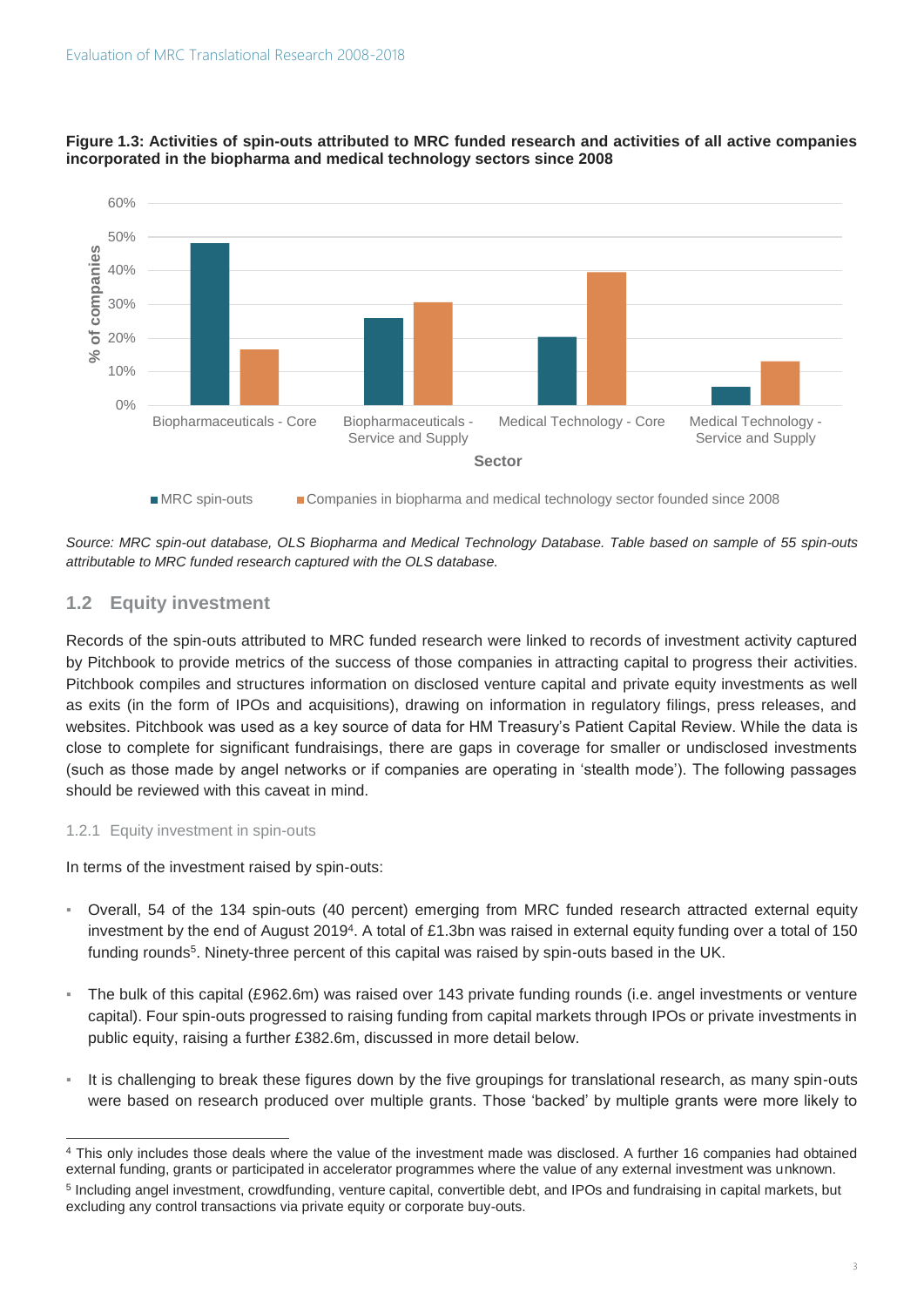**Figure 1.3: Activities of spin-outs attributed to MRC funded research and activities of all active companies incorporated in the biopharma and medical technology sectors since 2008**

*Source: MRC spin-out database, OLS Biopharma and Medical Technology Database. Table based on sample of 55 spin-outs attributable to MRC funded research captured with the OLS database.*

## 1.2 Equity investment

Records of the spin-outs attributed to MRC funded research were linked to records of investment activity captured by Pitchbook to provide metrics of the success of those companies in attracting capital to progress their activities. Pitchbook compiles and structures information on disclosed venture capital and private equity investments as well as exits (in the form of IPOs and acquisitions), drawing on information in regulatory filings, press releases, and websites. Pitchbook was used as a key source of data for HM Treasury's Patient Capital Review. While the data is close to complete for significant fundraisings, there are gaps in coverage for smaller or undisclosed investments (such as those made by angel networks or if companies are operating in 'stealth mode'). The following passages should be reviewed with this caveat in mind.

### 1.2.1 Equity investment in spin-outs

In terms of the investment raised by spin-outs:

- Overall, 54 of the 134 spin-outs (40 percent) emerging from MRC funded research attracted external equity investment by the end of August 2019[4]. A total of £1.3bn was raised in external equity funding over a total of 150 funding rounds[5]. Ninety-three percent of this capital was raised by spin-outs based in the UK.
- The bulk of this capital (£962.6m) was raised over 143 private funding rounds (i.e. angel investments or venture capital). Four spin-outs progressed to raising funding from capital markets through IPOs or private investments in public equity, raising a further £382.6m, discussed in more detail below.
- It is challenging to break these figures down by the five groupings for translational research, as many spin-outs were based on research produced over multiple grants. Those 'backed' by multiple grants were more likely to

[4] This only includes those deals where the value of the investment made was disclosed. A further 16 companies had obtained external funding, grants or participated in accelerator programmes where the value of any external investment was unknown.

[5] Including angel investment, crowdfunding, venture capital, convertible debt, and IPOs and fundraising in capital markets, but excluding any control transactions via private equity or corporate buy-outs.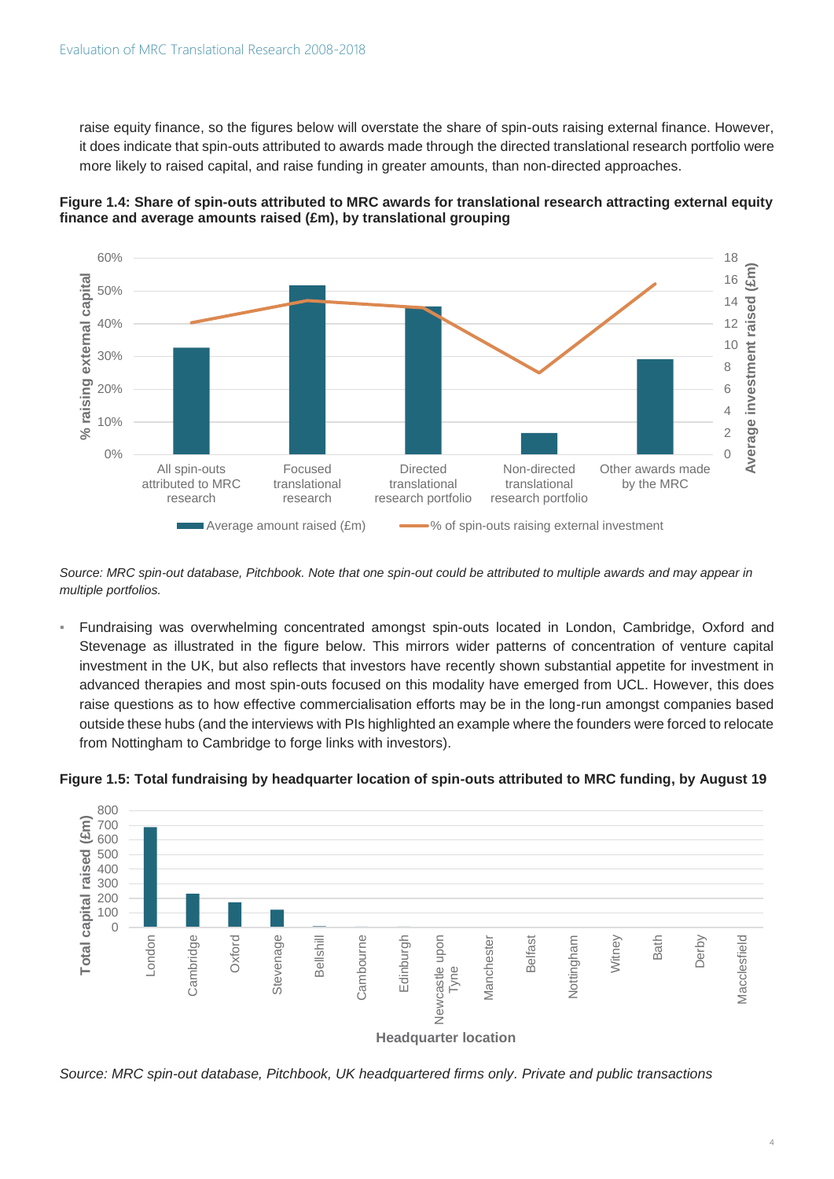raise equity finance, so the figures below will overstate the share of spin-outs raising external finance. However, it does indicate that spin-outs attributed to awards made through the directed translational research portfolio were more likely to raised capital, and raise funding in greater amounts, than non-directed approaches.

**Figure 1.4: Share of spin-outs attributed to MRC awards for translational research attracting external equity finance and average amounts raised (£m), by translational grouping**

*Source: MRC spin-out database, Pitchbook. Note that one spin-out could be attributed to multiple awards and may appear in multiple portfolios.*

- Fundraising was overwhelming concentrated amongst spin-outs located in London, Cambridge, Oxford and Stevenage as illustrated in the figure below. This mirrors wider patterns of concentration of venture capital investment in the UK, but also reflects that investors have recently shown substantial appetite for investment in advanced therapies and most spin-outs focused on this modality have emerged from UCL. However, this does raise questions as to how effective commercialisation efforts may be in the long-run amongst companies based outside these hubs (and the interviews with PIs highlighted an example where the founders were forced to relocate from Nottingham to Cambridge to forge links with investors).

**Figure 1.5: Total fundraising by headquarter location of spin-outs attributed to MRC funding, by August 19**

*Source: MRC spin-out database, Pitchbook, UK headquartered firms only. Private and public transactions*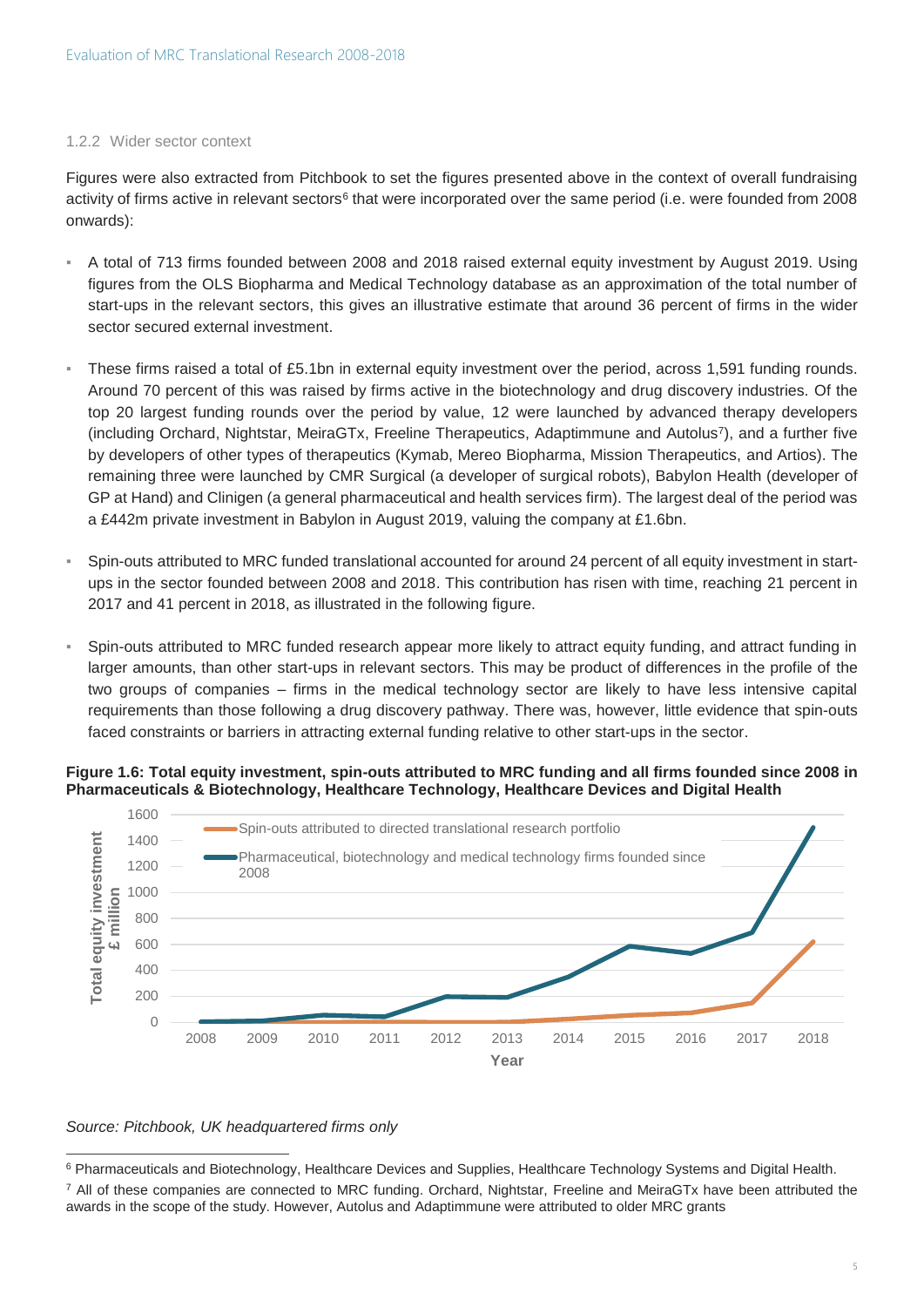### 1.2.2 Wider sector context

Figures were also extracted from Pitchbook to set the figures presented above in the context of overall fundraising activity of firms active in relevant sectors[6] that were incorporated over the same period (i.e. were founded from 2008 onwards):

- A total of 713 firms founded between 2008 and 2018 raised external equity investment by August 2019. Using figures from the OLS Biopharma and Medical Technology database as an approximation of the total number of start-ups in the relevant sectors, this gives an illustrative estimate that around 36 percent of firms in the wider sector secured external investment.
- These firms raised a total of £5.1bn in external equity investment over the period, across 1,591 funding rounds. Around 70 percent of this was raised by firms active in the biotechnology and drug discovery industries. Of the top 20 largest funding rounds over the period by value, 12 were launched by advanced therapy developers (including Orchard, Nightstar, MeiraGTx, Freeline Therapeutics, Adaptimmune and Autolus[7]), and a further five by developers of other types of therapeutics (Kymab, Mereo Biopharma, Mission Therapeutics, and Artios). The remaining three were launched by CMR Surgical (a developer of surgical robots), Babylon Health (developer of GP at Hand) and Clinigen (a general pharmaceutical and health services firm). The largest deal of the period was a £442m private investment in Babylon in August 2019, valuing the company at £1.6bn.
- Spin-outs attributed to MRC funded translational accounted for around 24 percent of all equity investment in start-ups in the sector founded between 2008 and 2018. This contribution has risen with time, reaching 21 percent in 2017 and 41 percent in 2018, as illustrated in the following figure.
- Spin-outs attributed to MRC funded research appear more likely to attract equity funding, and attract funding in larger amounts, than other start-ups in relevant sectors. This may be product of differences in the profile of the two groups of companies – firms in the medical technology sector are likely to have less intensive capital requirements than those following a drug discovery pathway. There was, however, little evidence that spin-outs faced constraints or barriers in attracting external funding relative to other start-ups in the sector.

**Figure 1.6: Total equity investment, spin-outs attributed to MRC funding and all firms founded since 2008 in Pharmaceuticals & Biotechnology, Healthcare Technology, Healthcare Devices and Digital Health**

*Source: Pitchbook, UK headquartered firms only*

[6] Pharmaceuticals and Biotechnology, Healthcare Devices and Supplies, Healthcare Technology Systems and Digital Health.

[7] All of these companies are connected to MRC funding. Orchard, Nightstar, Freeline and MeiraGTx have been attributed the awards in the scope of the study. However, Autolus and Adaptimmune were attributed to older MRC grants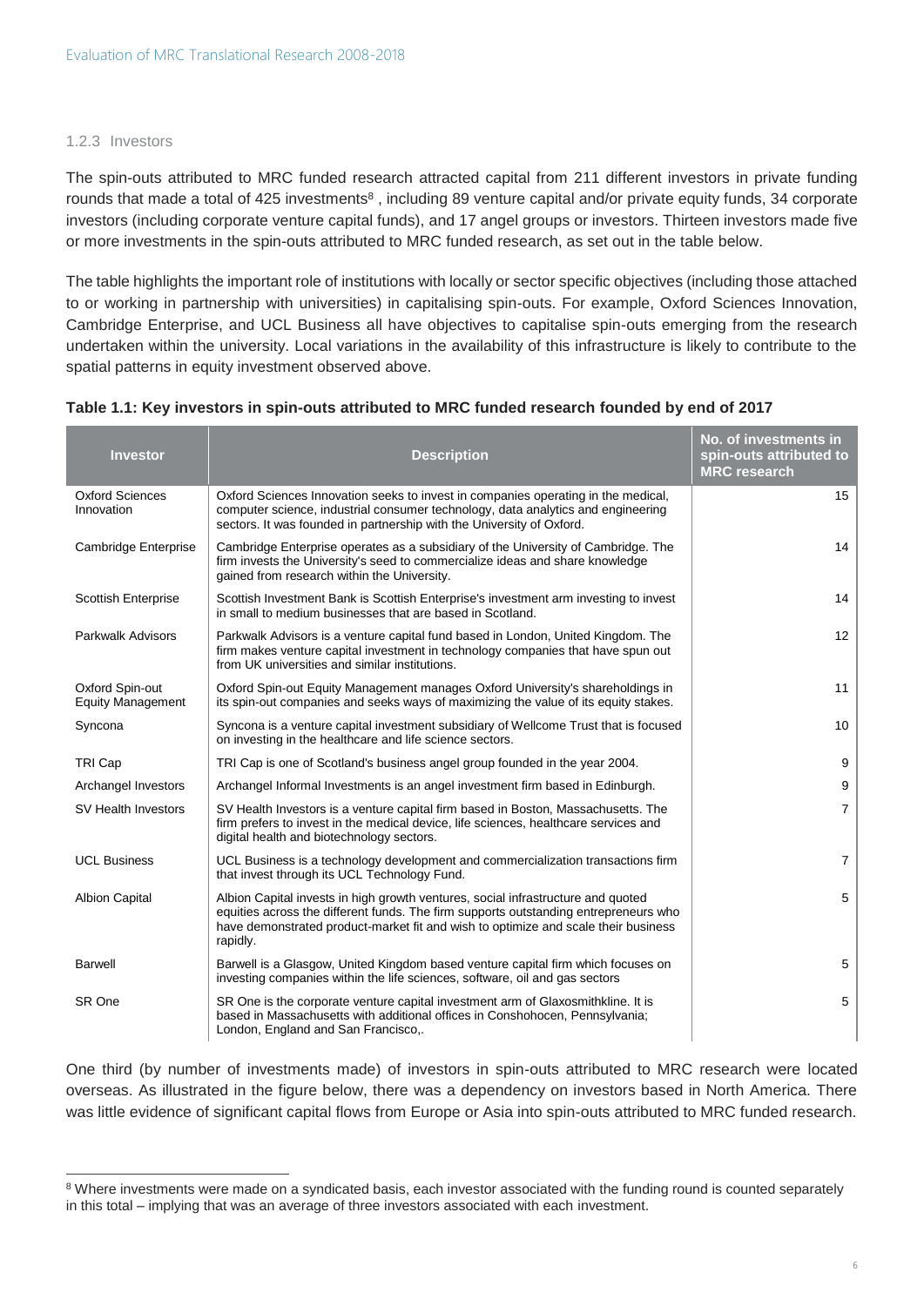### 1.2.3 Investors

The spin-outs attributed to MRC funded research attracted capital from 211 different investors in private funding rounds that made a total of 425 investments[8] , including 89 venture capital and/or private equity funds, 34 corporate investors (including corporate venture capital funds), and 17 angel groups or investors. Thirteen investors made five or more investments in the spin-outs attributed to MRC funded research, as set out in the table below.

The table highlights the important role of institutions with locally or sector specific objectives (including those attached to or working in partnership with universities) in capitalising spin-outs. For example, Oxford Sciences Innovation, Cambridge Enterprise, and UCL Business all have objectives to capitalise spin-outs emerging from the research undertaken within the university. Local variations in the availability of this infrastructure is likely to contribute to the spatial patterns in equity investment observed above.

**Table 1.1: Key investors in spin-outs attributed to MRC funded research founded by end of 2017**

| Investor | Description | No. of investments in spin-outs attributed to MRC research |
|---|---|---|
| Oxford Sciences Innovation | Oxford Sciences Innovation seeks to invest in companies operating in the medical, computer science, industrial consumer technology, data analytics and engineering sectors. It was founded in partnership with the University of Oxford. | 15 |
| Cambridge Enterprise | Cambridge Enterprise operates as a subsidiary of the University of Cambridge. The firm invests the University's seed to commercialize ideas and share knowledge gained from research within the University. | 14 |
| Scottish Enterprise | Scottish Investment Bank is Scottish Enterprise's investment arm investing to invest in small to medium businesses that are based in Scotland. | 14 |
| Parkwalk Advisors | Parkwalk Advisors is a venture capital fund based in London, United Kingdom. The firm makes venture capital investment in technology companies that have spun out from UK universities and similar institutions. | 12 |
| Oxford Spin-out Equity Management | Oxford Spin-out Equity Management manages Oxford University's shareholdings in its spin-out companies and seeks ways of maximizing the value of its equity stakes. | 11 |
| Syncona | Syncona is a venture capital investment subsidiary of Wellcome Trust that is focused on investing in the healthcare and life science sectors. | 10 |
| TRI Cap | TRI Cap is one of Scotland's business angel group founded in the year 2004. | 9 |
| Archangel Investors | Archangel Informal Investments is an angel investment firm based in Edinburgh. | 9 |
| SV Health Investors | SV Health Investors is a venture capital firm based in Boston, Massachusetts. The firm prefers to invest in the medical device, life sciences, healthcare services and digital health and biotechnology sectors. | 7 |
| UCL Business | UCL Business is a technology development and commercialization transactions firm that invest through its UCL Technology Fund. | 7 |
| Albion Capital | Albion Capital invests in high growth ventures, social infrastructure and quoted equities across the different funds. The firm supports outstanding entrepreneurs who have demonstrated product-market fit and wish to optimize and scale their business rapidly. | 5 |
| Barwell | Barwell is a Glasgow, United Kingdom based venture capital firm which focuses on investing companies within the life sciences, software, oil and gas sectors | 5 |
| SR One | SR One is the corporate venture capital investment arm of Glaxosmithkline. It is based in Massachusetts with additional offices in Conshohocen, Pennsylvania; London, England and San Francisco,. | 5 |

One third (by number of investments made) of investors in spin-outs attributed to MRC research were located overseas. As illustrated in the figure below, there was a dependency on investors based in North America. There was little evidence of significant capital flows from Europe or Asia into spin-outs attributed to MRC funded research.

[8] Where investments were made on a syndicated basis, each investor associated with the funding round is counted separately in this total – implying that was an average of three investors associated with each investment.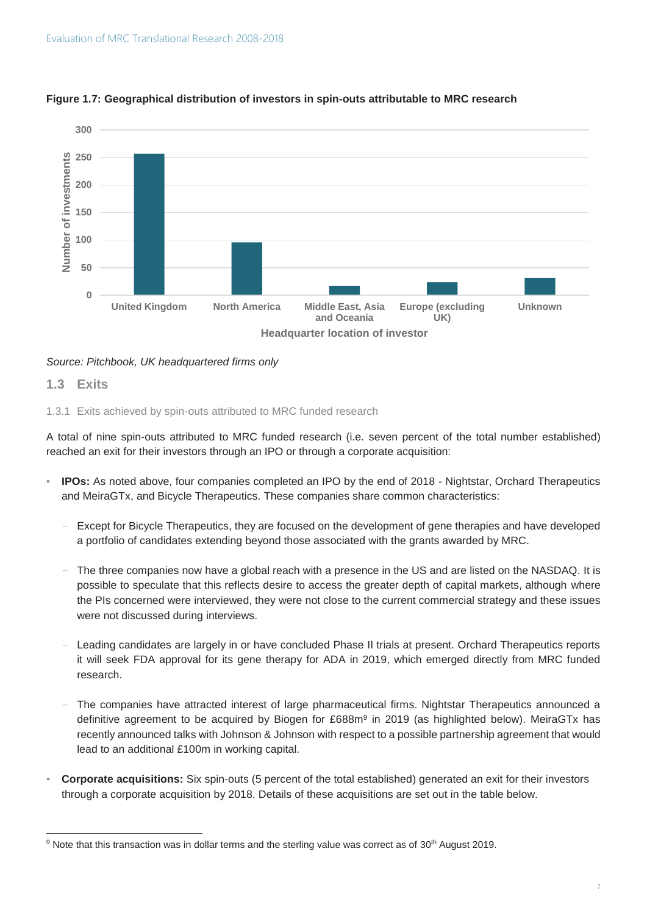**Figure 1.7: Geographical distribution of investors in spin-outs attributable to MRC research**

*Source: Pitchbook, UK headquartered firms only*

## 1.3 Exits

### 1.3.1 Exits achieved by spin-outs attributed to MRC funded research

A total of nine spin-outs attributed to MRC funded research (i.e. seven percent of the total number established) reached an exit for their investors through an IPO or through a corporate acquisition:

- **IPOs:** As noted above, four companies completed an IPO by the end of 2018 - Nightstar, Orchard Therapeutics and MeiraGTx, and Bicycle Therapeutics. These companies share common characteristics:
  - Except for Bicycle Therapeutics, they are focused on the development of gene therapies and have developed a portfolio of candidates extending beyond those associated with the grants awarded by MRC.
  - The three companies now have a global reach with a presence in the US and are listed on the NASDAQ. It is possible to speculate that this reflects desire to access the greater depth of capital markets, although where the PIs concerned were interviewed, they were not close to the current commercial strategy and these issues were not discussed during interviews.
  - Leading candidates are largely in or have concluded Phase II trials at present. Orchard Therapeutics reports it will seek FDA approval for its gene therapy for ADA in 2019, which emerged directly from MRC funded research.
  - The companies have attracted interest of large pharmaceutical firms. Nightstar Therapeutics announced a definitive agreement to be acquired by Biogen for £688m[9] in 2019 (as highlighted below). MeiraGTx has recently announced talks with Johnson & Johnson with respect to a possible partnership agreement that would lead to an additional £100m in working capital.
- **Corporate acquisitions:** Six spin-outs (5 percent of the total established) generated an exit for their investors through a corporate acquisition by 2018. Details of these acquisitions are set out in the table below.

[9] Note that this transaction was in dollar terms and the sterling value was correct as of 30th August 2019.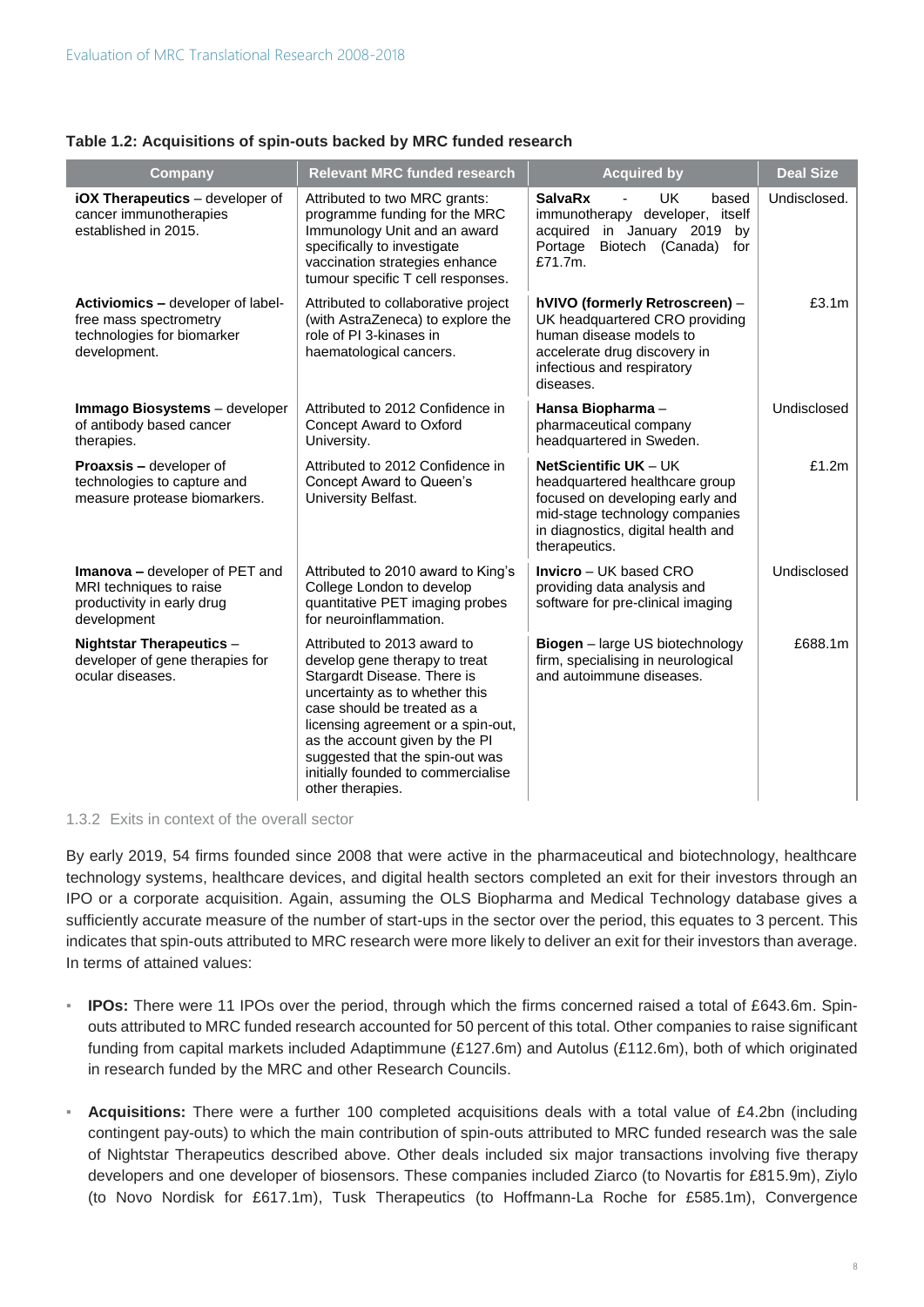**Table 1.2: Acquisitions of spin-outs backed by MRC funded research**

| Company | Relevant MRC funded research | Acquired by | Deal Size |
|---|---|---|---|
| **iOX Therapeutics** – developer of cancer immunotherapies established in 2015. | Attributed to two MRC grants: programme funding for the MRC Immunology Unit and an award specifically to investigate vaccination strategies enhance tumour specific T cell responses. | **SalvaRx** - UK based immunotherapy developer, itself acquired in January 2019 by Portage Biotech (Canada) for £71.7m. | Undisclosed. |
| **Activiomics –** developer of label-free mass spectrometry technologies for biomarker development. | Attributed to collaborative project (with AstraZeneca) to explore the role of PI 3-kinases in haematological cancers. | **hVIVO (formerly Retroscreen)** – UK headquartered CRO providing human disease models to accelerate drug discovery in infectious and respiratory diseases. | £3.1m |
| **Immago Biosystems** – developer of antibody based cancer therapies. | Attributed to 2012 Confidence in Concept Award to Oxford University. | **Hansa Biopharma** – pharmaceutical company headquartered in Sweden. | Undisclosed |
| **Proaxsis –** developer of technologies to capture and measure protease biomarkers. | Attributed to 2012 Confidence in Concept Award to Queen's University Belfast. | **NetScientific UK** – UK headquartered healthcare group focused on developing early and mid-stage technology companies in diagnostics, digital health and therapeutics. | £1.2m |
| **Imanova –** developer of PET and MRI techniques to raise productivity in early drug development | Attributed to 2010 award to King's College London to develop quantitative PET imaging probes for neuroinflammation. | **Invicro** – UK based CRO providing data analysis and software for pre-clinical imaging | Undisclosed |
| **Nightstar Therapeutics** – developer of gene therapies for ocular diseases. | Attributed to 2013 award to develop gene therapy to treat Stargardt Disease. There is uncertainty as to whether this case should be treated as a licensing agreement or a spin-out, as the account given by the PI suggested that the spin-out was initially founded to commercialise other therapies. | **Biogen** – large US biotechnology firm, specialising in neurological and autoimmune diseases. | £688.1m |

### 1.3.2 Exits in context of the overall sector

By early 2019, 54 firms founded since 2008 that were active in the pharmaceutical and biotechnology, healthcare technology systems, healthcare devices, and digital health sectors completed an exit for their investors through an IPO or a corporate acquisition. Again, assuming the OLS Biopharma and Medical Technology database gives a sufficiently accurate measure of the number of start-ups in the sector over the period, this equates to 3 percent. This indicates that spin-outs attributed to MRC research were more likely to deliver an exit for their investors than average. In terms of attained values:

- **IPOs:** There were 11 IPOs over the period, through which the firms concerned raised a total of £643.6m. Spin-outs attributed to MRC funded research accounted for 50 percent of this total. Other companies to raise significant funding from capital markets included Adaptimmune (£127.6m) and Autolus (£112.6m), both of which originated in research funded by the MRC and other Research Councils.
- **Acquisitions:** There were a further 100 completed acquisitions deals with a total value of £4.2bn (including contingent pay-outs) to which the main contribution of spin-outs attributed to MRC funded research was the sale of Nightstar Therapeutics described above. Other deals included six major transactions involving five therapy developers and one developer of biosensors. These companies included Ziarco (to Novartis for £815.9m), Ziylo (to Novo Nordisk for £617.1m), Tusk Therapeutics (to Hoffmann-La Roche for £585.1m), Convergence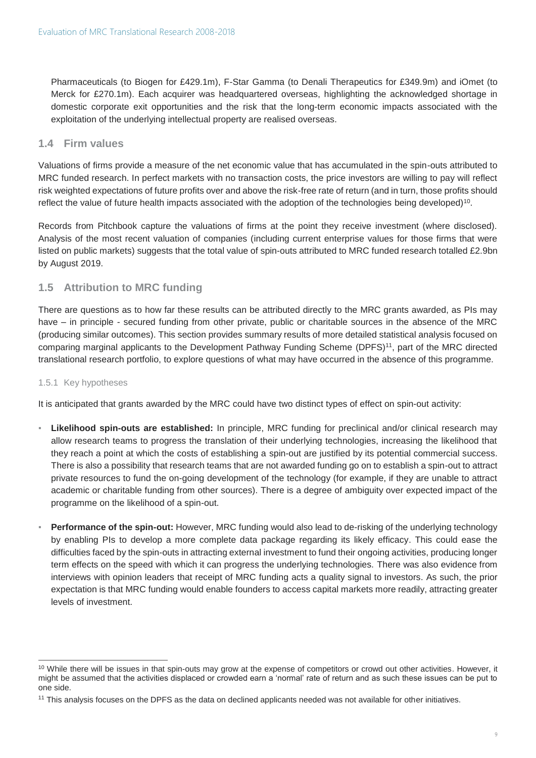Pharmaceuticals (to Biogen for £429.1m), F-Star Gamma (to Denali Therapeutics for £349.9m) and iOmet (to Merck for £270.1m). Each acquirer was headquartered overseas, highlighting the acknowledged shortage in domestic corporate exit opportunities and the risk that the long-term economic impacts associated with the exploitation of the underlying intellectual property are realised overseas.

## 1.4 Firm values

Valuations of firms provide a measure of the net economic value that has accumulated in the spin-outs attributed to MRC funded research. In perfect markets with no transaction costs, the price investors are willing to pay will reflect risk weighted expectations of future profits over and above the risk-free rate of return (and in turn, those profits should reflect the value of future health impacts associated with the adoption of the technologies being developed)[10].

Records from Pitchbook capture the valuations of firms at the point they receive investment (where disclosed). Analysis of the most recent valuation of companies (including current enterprise values for those firms that were listed on public markets) suggests that the total value of spin-outs attributed to MRC funded research totalled £2.9bn by August 2019.

## 1.5 Attribution to MRC funding

There are questions as to how far these results can be attributed directly to the MRC grants awarded, as PIs may have – in principle - secured funding from other private, public or charitable sources in the absence of the MRC (producing similar outcomes). This section provides summary results of more detailed statistical analysis focused on comparing marginal applicants to the Development Pathway Funding Scheme (DPFS)[11], part of the MRC directed translational research portfolio, to explore questions of what may have occurred in the absence of this programme.

### 1.5.1 Key hypotheses

It is anticipated that grants awarded by the MRC could have two distinct types of effect on spin-out activity:

- **Likelihood spin-outs are established:** In principle, MRC funding for preclinical and/or clinical research may allow research teams to progress the translation of their underlying technologies, increasing the likelihood that they reach a point at which the costs of establishing a spin-out are justified by its potential commercial success. There is also a possibility that research teams that are not awarded funding go on to establish a spin-out to attract private resources to fund the on-going development of the technology (for example, if they are unable to attract academic or charitable funding from other sources). There is a degree of ambiguity over expected impact of the programme on the likelihood of a spin-out.
- **Performance of the spin-out:** However, MRC funding would also lead to de-risking of the underlying technology by enabling PIs to develop a more complete data package regarding its likely efficacy. This could ease the difficulties faced by the spin-outs in attracting external investment to fund their ongoing activities, producing longer term effects on the speed with which it can progress the underlying technologies. There was also evidence from interviews with opinion leaders that receipt of MRC funding acts a quality signal to investors. As such, the prior expectation is that MRC funding would enable founders to access capital markets more readily, attracting greater levels of investment.

---

[10] While there will be issues in that spin-outs may grow at the expense of competitors or crowd out other activities. However, it might be assumed that the activities displaced or crowded earn a 'normal' rate of return and as such these issues can be put to one side.

[11] This analysis focuses on the DPFS as the data on declined applicants needed was not available for other initiatives.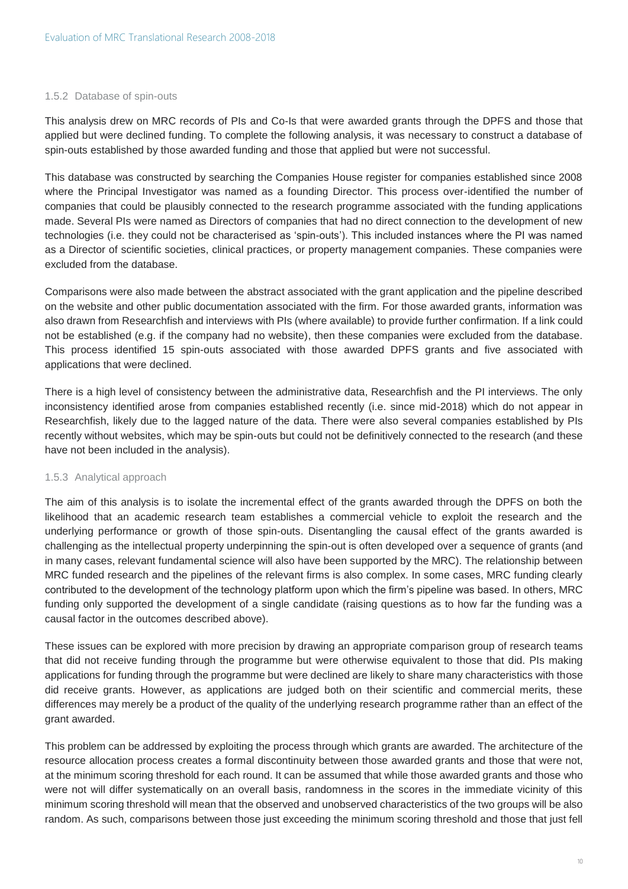### 1.5.2 Database of spin-outs

This analysis drew on MRC records of PIs and Co-Is that were awarded grants through the DPFS and those that applied but were declined funding. To complete the following analysis, it was necessary to construct a database of spin-outs established by those awarded funding and those that applied but were not successful.

This database was constructed by searching the Companies House register for companies established since 2008 where the Principal Investigator was named as a founding Director. This process over-identified the number of companies that could be plausibly connected to the research programme associated with the funding applications made. Several PIs were named as Directors of companies that had no direct connection to the development of new technologies (i.e. they could not be characterised as 'spin-outs'). This included instances where the PI was named as a Director of scientific societies, clinical practices, or property management companies. These companies were excluded from the database.

Comparisons were also made between the abstract associated with the grant application and the pipeline described on the website and other public documentation associated with the firm. For those awarded grants, information was also drawn from Researchfish and interviews with PIs (where available) to provide further confirmation. If a link could not be established (e.g. if the company had no website), then these companies were excluded from the database. This process identified 15 spin-outs associated with those awarded DPFS grants and five associated with applications that were declined.

There is a high level of consistency between the administrative data, Researchfish and the PI interviews. The only inconsistency identified arose from companies established recently (i.e. since mid-2018) which do not appear in Researchfish, likely due to the lagged nature of the data. There were also several companies established by PIs recently without websites, which may be spin-outs but could not be definitively connected to the research (and these have not been included in the analysis).

### 1.5.3 Analytical approach

The aim of this analysis is to isolate the incremental effect of the grants awarded through the DPFS on both the likelihood that an academic research team establishes a commercial vehicle to exploit the research and the underlying performance or growth of those spin-outs. Disentangling the causal effect of the grants awarded is challenging as the intellectual property underpinning the spin-out is often developed over a sequence of grants (and in many cases, relevant fundamental science will also have been supported by the MRC). The relationship between MRC funded research and the pipelines of the relevant firms is also complex. In some cases, MRC funding clearly contributed to the development of the technology platform upon which the firm's pipeline was based. In others, MRC funding only supported the development of a single candidate (raising questions as to how far the funding was a causal factor in the outcomes described above).

These issues can be explored with more precision by drawing an appropriate comparison group of research teams that did not receive funding through the programme but were otherwise equivalent to those that did. PIs making applications for funding through the programme but were declined are likely to share many characteristics with those did receive grants. However, as applications are judged both on their scientific and commercial merits, these differences may merely be a product of the quality of the underlying research programme rather than an effect of the grant awarded.

This problem can be addressed by exploiting the process through which grants are awarded. The architecture of the resource allocation process creates a formal discontinuity between those awarded grants and those that were not, at the minimum scoring threshold for each round. It can be assumed that while those awarded grants and those who were not will differ systematically on an overall basis, randomness in the scores in the immediate vicinity of this minimum scoring threshold will mean that the observed and unobserved characteristics of the two groups will be also random. As such, comparisons between those just exceeding the minimum scoring threshold and those that just fell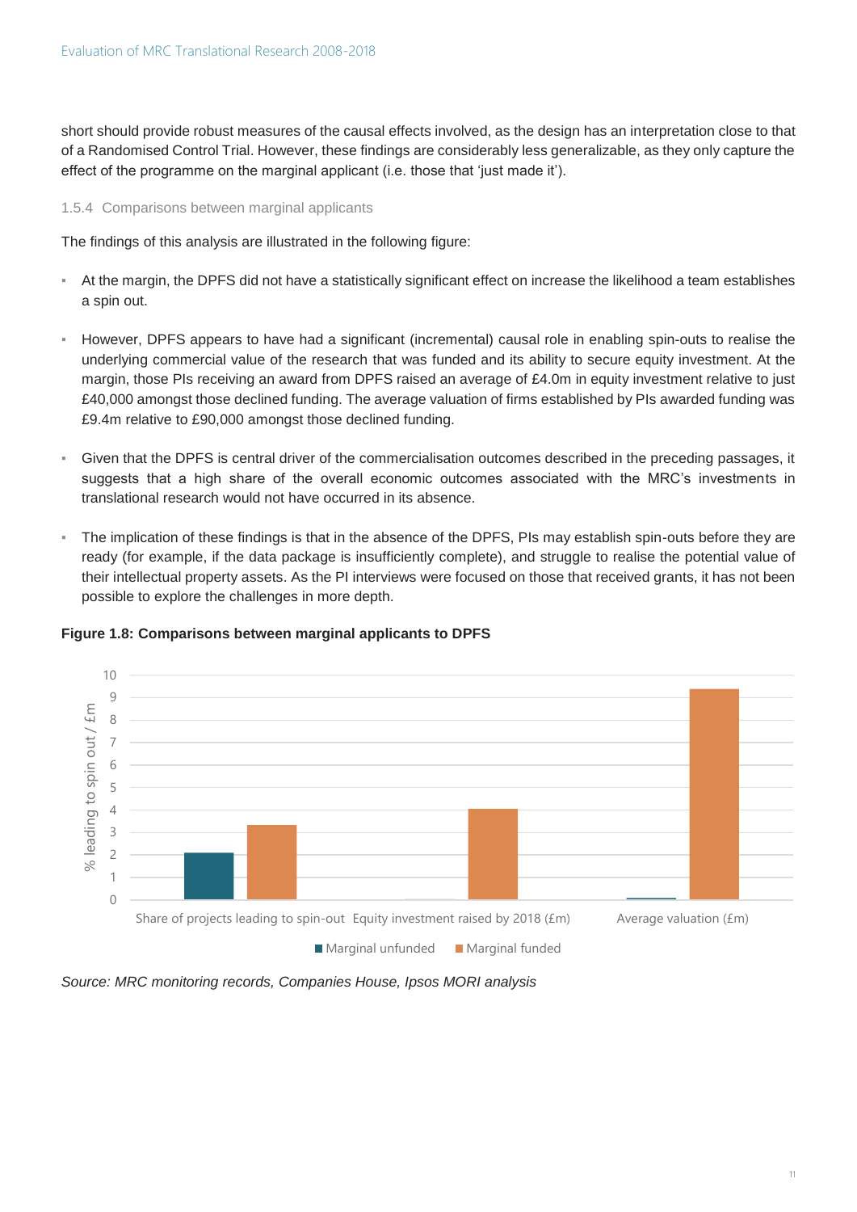short should provide robust measures of the causal effects involved, as the design has an interpretation close to that of a Randomised Control Trial. However, these findings are considerably less generalizable, as they only capture the effect of the programme on the marginal applicant (i.e. those that 'just made it').

### 1.5.4 Comparisons between marginal applicants

The findings of this analysis are illustrated in the following figure:

- At the margin, the DPFS did not have a statistically significant effect on increase the likelihood a team establishes a spin out.
- However, DPFS appears to have had a significant (incremental) causal role in enabling spin-outs to realise the underlying commercial value of the research that was funded and its ability to secure equity investment. At the margin, those PIs receiving an award from DPFS raised an average of £4.0m in equity investment relative to just £40,000 amongst those declined funding. The average valuation of firms established by PIs awarded funding was £9.4m relative to £90,000 amongst those declined funding.
- Given that the DPFS is central driver of the commercialisation outcomes described in the preceding passages, it suggests that a high share of the overall economic outcomes associated with the MRC's investments in translational research would not have occurred in its absence.
- The implication of these findings is that in the absence of the DPFS, PIs may establish spin-outs before they are ready (for example, if the data package is insufficiently complete), and struggle to realise the potential value of their intellectual property assets. As the PI interviews were focused on those that received grants, it has not been possible to explore the challenges in more depth.

**Figure 1.8: Comparisons between marginal applicants to DPFS**

% leading to spin out / £m

10
9
8
7
6
5
4
3
2
1
0

Share of projects leading to spin-out
Equity investment raised by 2018 (£m)
Average valuation (£m)

Marginal unfunded
Marginal funded

*Source: MRC monitoring records, Companies House, Ipsos MORI analysis*